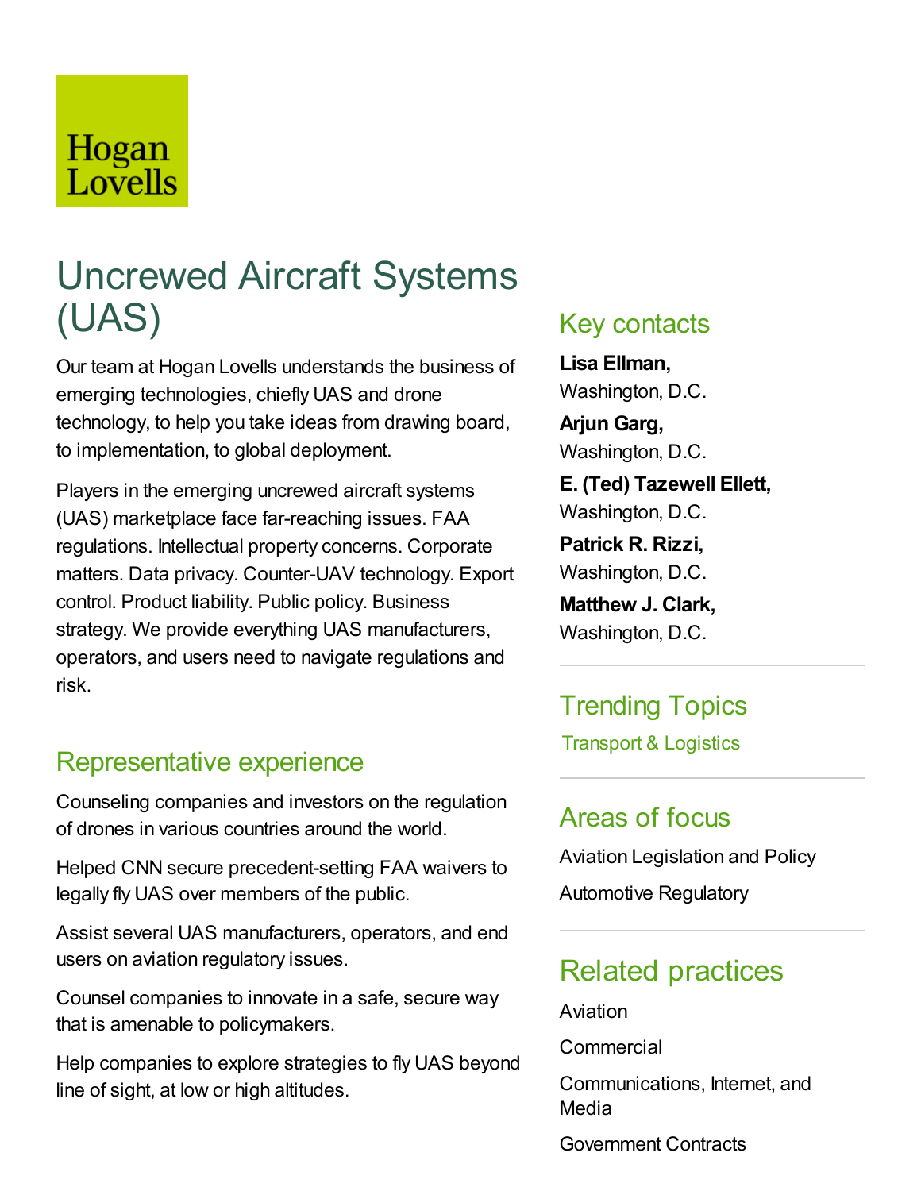Hogan Lovells

# Uncrewed Aircraft Systems (UAS)

Our team at Hogan Lovells understands the business of emerging technologies, chiefly UAS and drone technology, to help you take ideas from drawing board, to implementation, to global deployment.

Players in the emerging uncrewed aircraft systems (UAS) marketplace face far-reaching issues. FAA regulations. Intellectual property concerns. Corporate matters. Data privacy. Counter-UAV technology. Export control. Product liability. Public policy. Business strategy. We provide everything UAS manufacturers, operators, and users need to navigate regulations and risk.

## Representative experience

Counseling companies and investors on the regulation of drones in various countries around the world.

Helped CNN secure precedent-setting FAA waivers to legally fly UAS over members of the public.

Assist several UAS manufacturers, operators, and end users on aviation regulatory issues.

Counsel companies to innovate in a safe, secure way that is amenable to policymakers.

Help companies to explore strategies to fly UAS beyond line of sight, at low or high altitudes.

## Key contacts

**Lisa Ellman,**
Washington, D.C.

**Arjun Garg,**
Washington, D.C.

**E. (Ted) Tazewell Ellett,**
Washington, D.C.

**Patrick R. Rizzi,**
Washington, D.C.

**Matthew J. Clark,**
Washington, D.C.

## Trending Topics

Transport & Logistics

## Areas of focus

Aviation Legislation and Policy

Automotive Regulatory

## Related practices

Aviation

Commercial

Communications, Internet, and Media

Government Contracts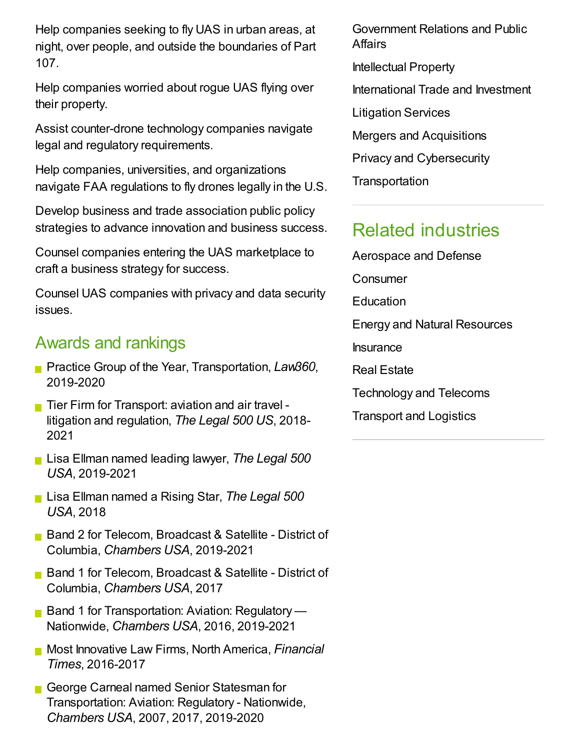Help companies seeking to fly UAS in urban areas, at night, over people, and outside the boundaries of Part 107.

Help companies worried about rogue UAS flying over their property.

Assist counter-drone technology companies navigate legal and regulatory requirements.

Help companies, universities, and organizations navigate FAA regulations to fly drones legally in the U.S.

Develop business and trade association public policy strategies to advance innovation and business success.

Counsel companies entering the UAS marketplace to craft a business strategy for success.

Counsel UAS companies with privacy and data security issues.

## Awards and rankings

- Practice Group of the Year, Transportation, *Law360*, 2019-2020
- Tier Firm for Transport: aviation and air travel - litigation and regulation, *The Legal 500 US*, 2018-2021
- Lisa Ellman named leading lawyer, *The Legal 500 USA*, 2019-2021
- Lisa Ellman named a Rising Star, *The Legal 500 USA*, 2018
- Band 2 for Telecom, Broadcast & Satellite - District of Columbia, *Chambers USA*, 2019-2021
- Band 1 for Telecom, Broadcast & Satellite - District of Columbia, *Chambers USA*, 2017
- Band 1 for Transportation: Aviation: Regulatory — Nationwide, *Chambers USA*, 2016, 2019-2021
- Most Innovative Law Firms, North America, *Financial Times*, 2016-2017
- George Carneal named Senior Statesman for Transportation: Aviation: Regulatory - Nationwide, *Chambers USA*, 2007, 2017, 2019-2020

Government Relations and Public Affairs

Intellectual Property

International Trade and Investment

Litigation Services

Mergers and Acquisitions

Privacy and Cybersecurity

Transportation

## Related industries

Aerospace and Defense

Consumer

Education

Energy and Natural Resources

Insurance

Real Estate

Technology and Telecoms

Transport and Logistics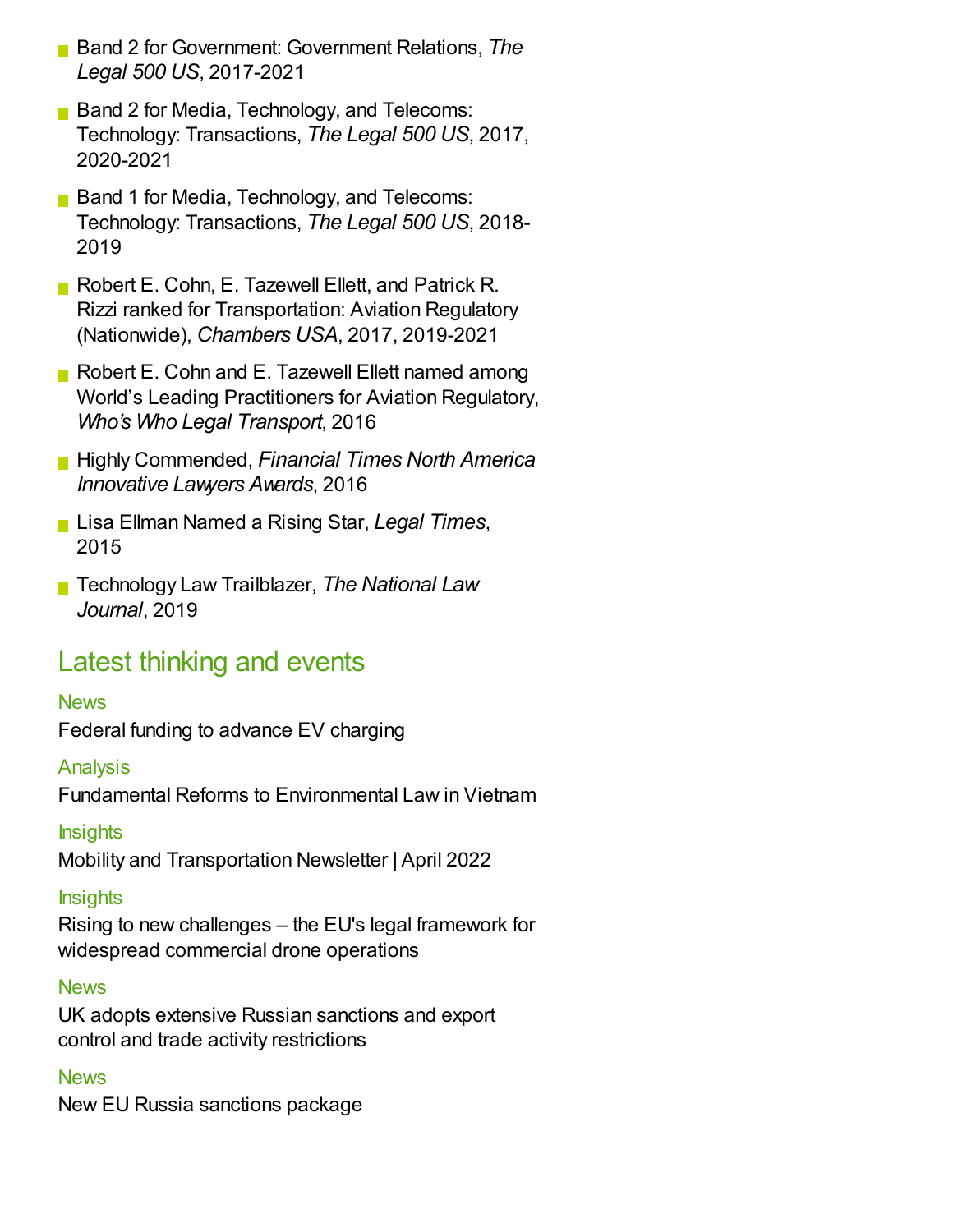- Band 2 for Government: Government Relations, *The Legal 500 US*, 2017-2021
- Band 2 for Media, Technology, and Telecoms: Technology: Transactions, *The Legal 500 US*, 2017, 2020-2021
- Band 1 for Media, Technology, and Telecoms: Technology: Transactions, *The Legal 500 US*, 2018-2019
- Robert E. Cohn, E. Tazewell Ellett, and Patrick R. Rizzi ranked for Transportation: Aviation Regulatory (Nationwide), *Chambers USA*, 2017, 2019-2021
- Robert E. Cohn and E. Tazewell Ellett named among World's Leading Practitioners for Aviation Regulatory, *Who's Who Legal Transport*, 2016
- Highly Commended, *Financial Times North America Innovative Lawyers Awards*, 2016
- Lisa Ellman Named a Rising Star, *Legal Times*, 2015
- Technology Law Trailblazer, *The National Law Journal*, 2019

## Latest thinking and events

News

Federal funding to advance EV charging

Analysis

Fundamental Reforms to Environmental Law in Vietnam

Insights

Mobility and Transportation Newsletter | April 2022

Insights

Rising to new challenges – the EU's legal framework for widespread commercial drone operations

News

UK adopts extensive Russian sanctions and export control and trade activity restrictions

News

New EU Russia sanctions package